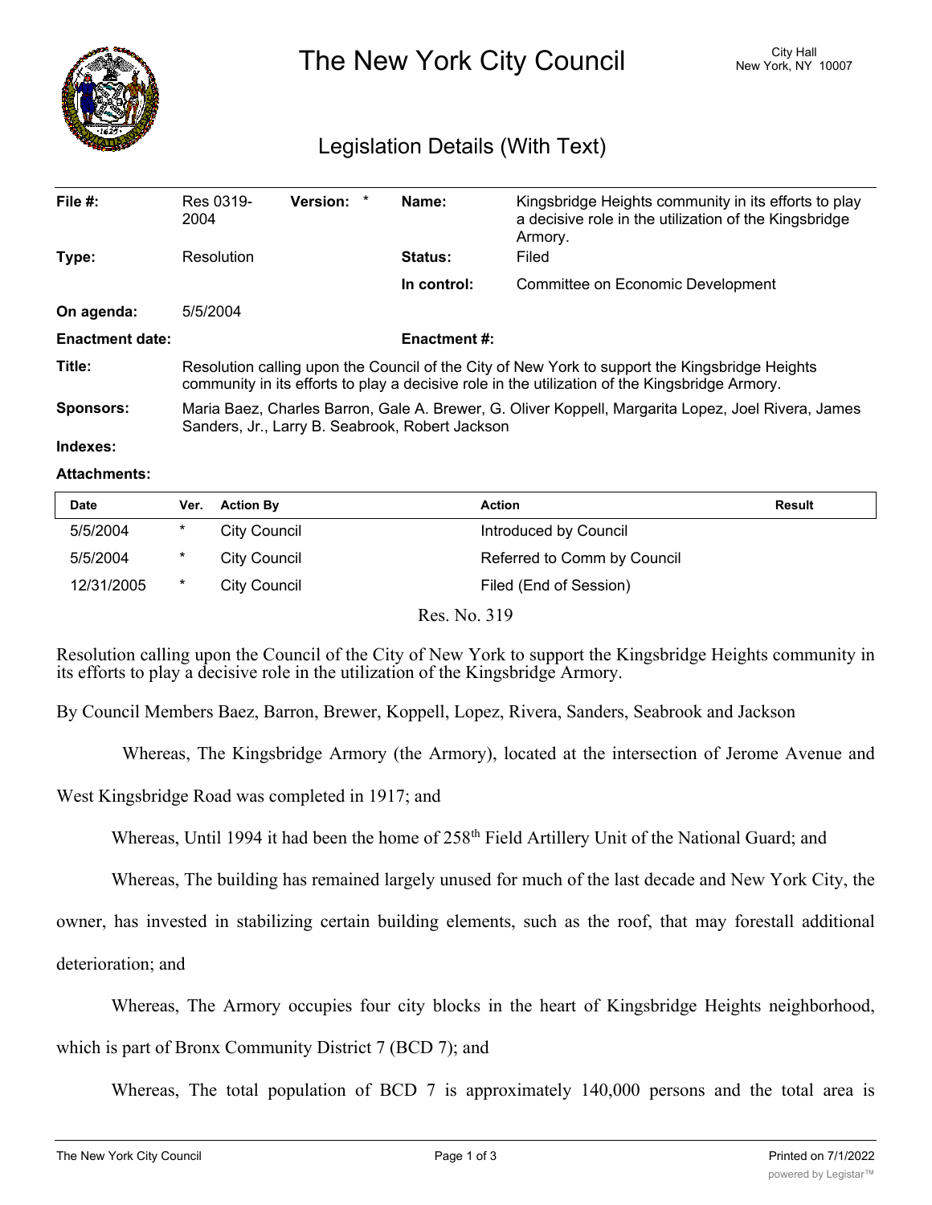# The New York City Council

City Hall
New York, NY 10007

## Legislation Details (With Text)

| | | | |
|---|---|---|---|
| **File #:** | Res 0319-2004 **Version:** * | **Name:** | Kingsbridge Heights community in its efforts to play a decisive role in the utilization of the Kingsbridge Armory. |
| **Type:** | Resolution | **Status:** | Filed |
| | | **In control:** | Committee on Economic Development |
| **On agenda:** | 5/5/2004 | | |
| **Enactment date:** | | **Enactment #:** | |

**Title:** Resolution calling upon the Council of the City of New York to support the Kingsbridge Heights community in its efforts to play a decisive role in the utilization of the Kingsbridge Armory.

**Sponsors:** Maria Baez, Charles Barron, Gale A. Brewer, G. Oliver Koppell, Margarita Lopez, Joel Rivera, James Sanders, Jr., Larry B. Seabrook, Robert Jackson

**Indexes:**

**Attachments:**

| Date | Ver. | Action By | Action | Result |
|---|---|---|---|---|
| 5/5/2004 | * | City Council | Introduced by Council | |
| 5/5/2004 | * | City Council | Referred to Comm by Council | |
| 12/31/2005 | * | City Council | Filed (End of Session) | |

Res. No. 319

Resolution calling upon the Council of the City of New York to support the Kingsbridge Heights community in its efforts to play a decisive role in the utilization of the Kingsbridge Armory.

By Council Members Baez, Barron, Brewer, Koppell, Lopez, Rivera, Sanders, Seabrook and Jackson

Whereas, The Kingsbridge Armory (the Armory), located at the intersection of Jerome Avenue and West Kingsbridge Road was completed in 1917; and

Whereas, Until 1994 it had been the home of 258th Field Artillery Unit of the National Guard; and

Whereas, The building has remained largely unused for much of the last decade and New York City, the owner, has invested in stabilizing certain building elements, such as the roof, that may forestall additional deterioration; and

Whereas, The Armory occupies four city blocks in the heart of Kingsbridge Heights neighborhood, which is part of Bronx Community District 7 (BCD 7); and

Whereas, The total population of BCD 7 is approximately 140,000 persons and the total area is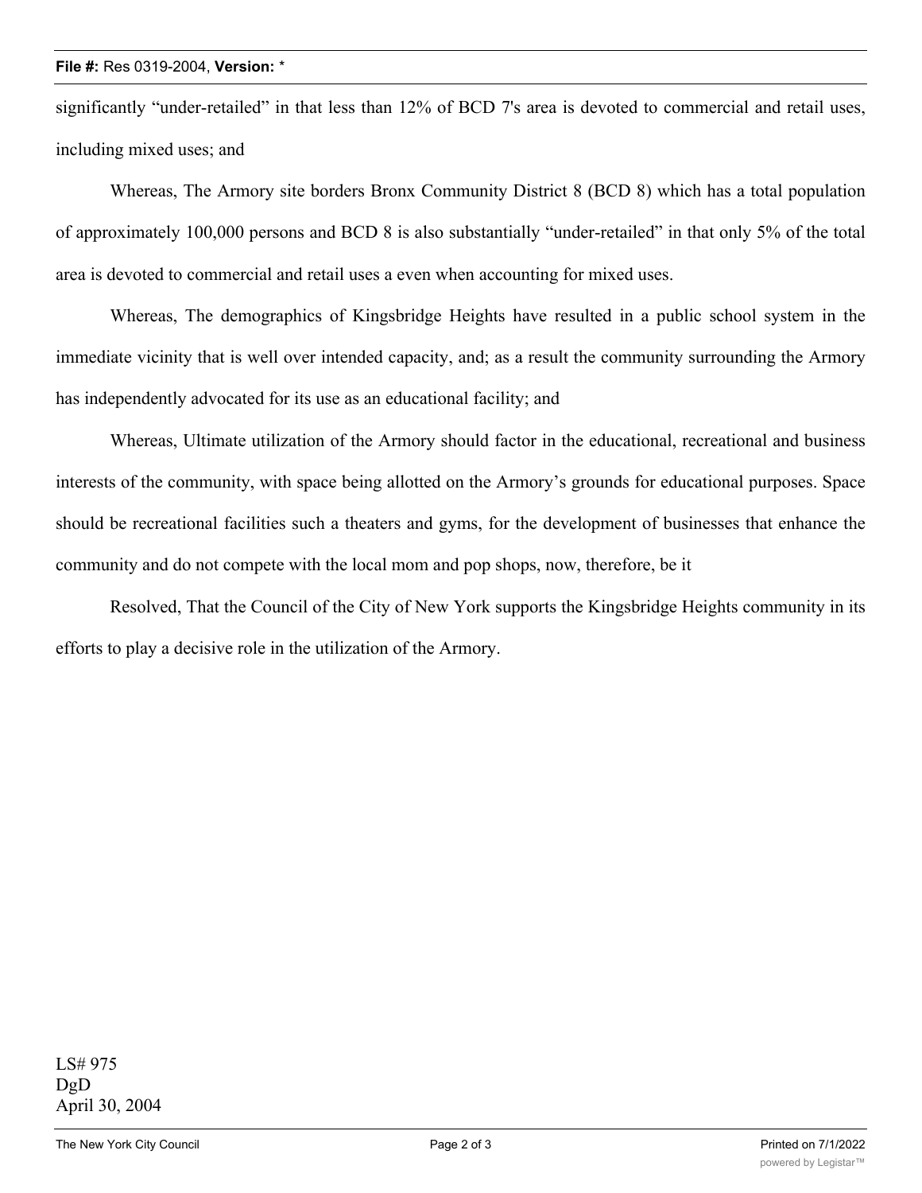significantly “under-retailed” in that less than 12% of BCD 7's area is devoted to commercial and retail uses, including mixed uses; and

Whereas, The Armory site borders Bronx Community District 8 (BCD 8) which has a total population of approximately 100,000 persons and BCD 8 is also substantially “under-retailed” in that only 5% of the total area is devoted to commercial and retail uses a even when accounting for mixed uses.

Whereas, The demographics of Kingsbridge Heights have resulted in a public school system in the immediate vicinity that is well over intended capacity, and; as a result the community surrounding the Armory has independently advocated for its use as an educational facility; and

Whereas, Ultimate utilization of the Armory should factor in the educational, recreational and business interests of the community, with space being allotted on the Armory’s grounds for educational purposes. Space should be recreational facilities such a theaters and gyms, for the development of businesses that enhance the community and do not compete with the local mom and pop shops, now, therefore, be it

Resolved, That the Council of the City of New York supports the Kingsbridge Heights community in its efforts to play a decisive role in the utilization of the Armory.

LS# 975
DgD
April 30, 2004